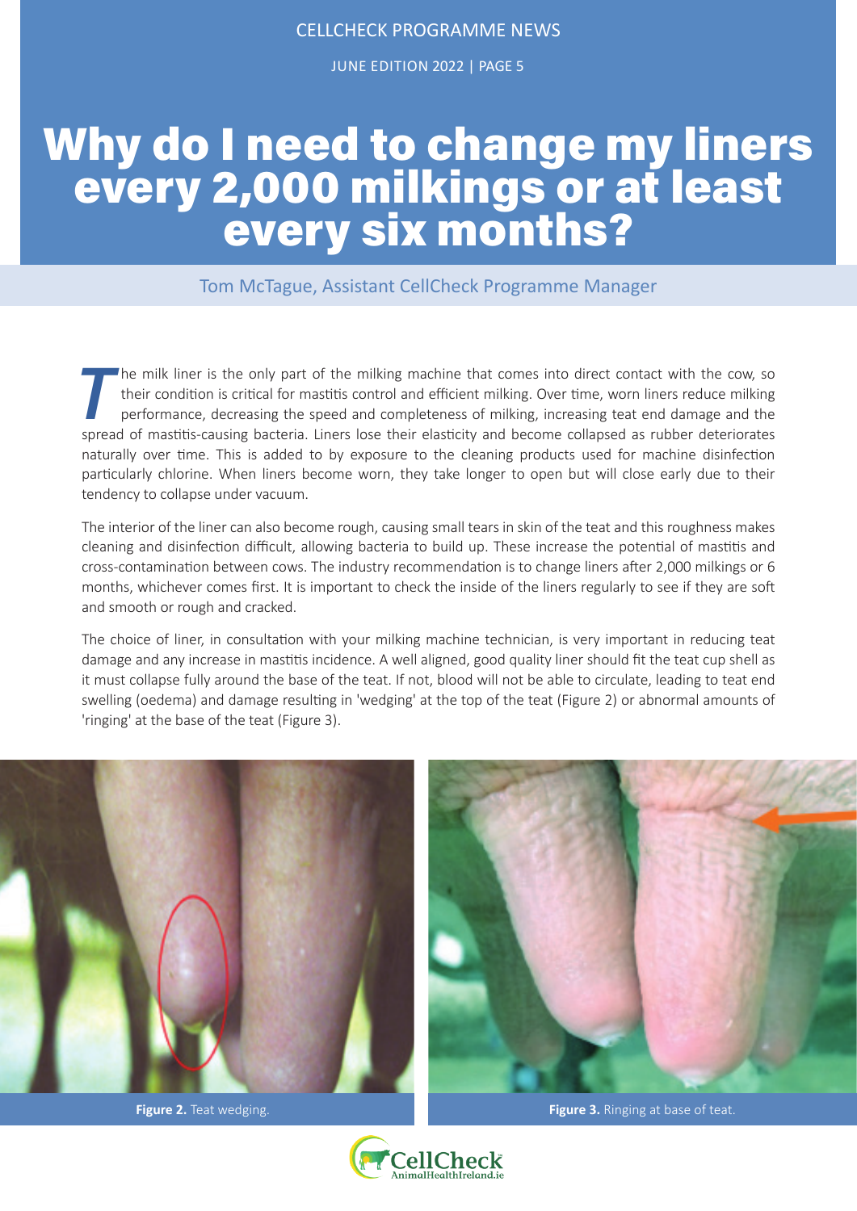# Why do I need to change my liners every 2,000 milkings or at least every six months?

Tom McTague, Assistant CellCheck Programme Manager

The milk liner is the only part of the milking machine that comes into direct contact with the cow, so their condition is critical for mastitis control and efficient milking. Over time, worn liners reduce milking performance, decreasing the speed and completeness of milking, increasing teat end damage and the spread of mastitis-causing bacteria. Liners lose their elasticity and become collapsed as rubber deteriorates naturally over time. This is added to by exposure to the cleaning products used for machine disinfection particularly chlorine. When liners become worn, they take longer to open but will close early due to their tendency to collapse under vacuum.

The interior of the liner can also become rough, causing small tears in skin of the teat and this roughness makes cleaning and disinfection difficult, allowing bacteria to build up. These increase the potential of mastitis and cross-contamination between cows. The industry recommendation is to change liners after 2,000 milkings or 6 months, whichever comes first. It is important to check the inside of the liners regularly to see if they are soft and smooth or rough and cracked.

The choice of liner, in consultation with your milking machine technician, is very important in reducing teat damage and any increase in mastitis incidence. A well aligned, good quality liner should fit the teat cup shell as it must collapse fully around the base of the teat. If not, blood will not be able to circulate, leading to teat end swelling (oedema) and damage resulting in 'wedging' at the top of the teat (Figure 2) or abnormal amounts of 'ringing' at the base of the teat (Figure 3).

**Figure 2.** Teat wedging.

**Figure 3.** Ringing at base of teat.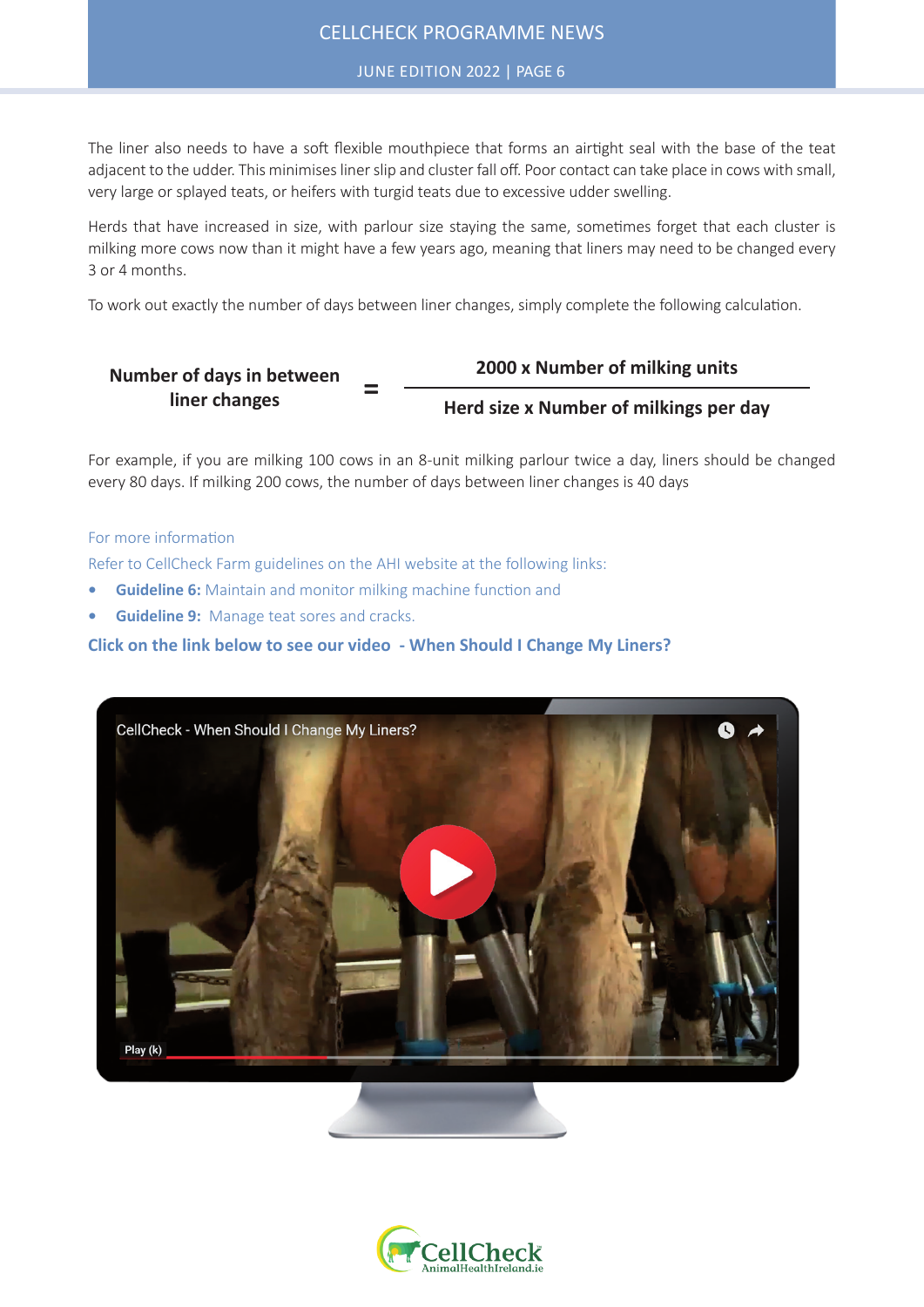The liner also needs to have a soft flexible mouthpiece that forms an airtight seal with the base of the teat adjacent to the udder. This minimises liner slip and cluster fall off. Poor contact can take place in cows with small, very large or splayed teats, or heifers with turgid teats due to excessive udder swelling.

Herds that have increased in size, with parlour size staying the same, sometimes forget that each cluster is milking more cows now than it might have a few years ago, meaning that liners may need to be changed every 3 or 4 months.

To work out exactly the number of days between liner changes, simply complete the following calculation.

$$\textbf{Number of days in between liner changes} = \frac{\textbf{2000 x Number of milking units}}{\textbf{Herd size x Number of milkings per day}}$$

For example, if you are milking 100 cows in an 8-unit milking parlour twice a day, liners should be changed every 80 days. If milking 200 cows, the number of days between liner changes is 40 days

For more information

Refer to CellCheck Farm guidelines on the AHI website at the following links:

- **Guideline 6:** Maintain and monitor milking machine function and
- **Guideline 9:** Manage teat sores and cracks.

**Click on the link below to see our video - When Should I Change My Liners?**